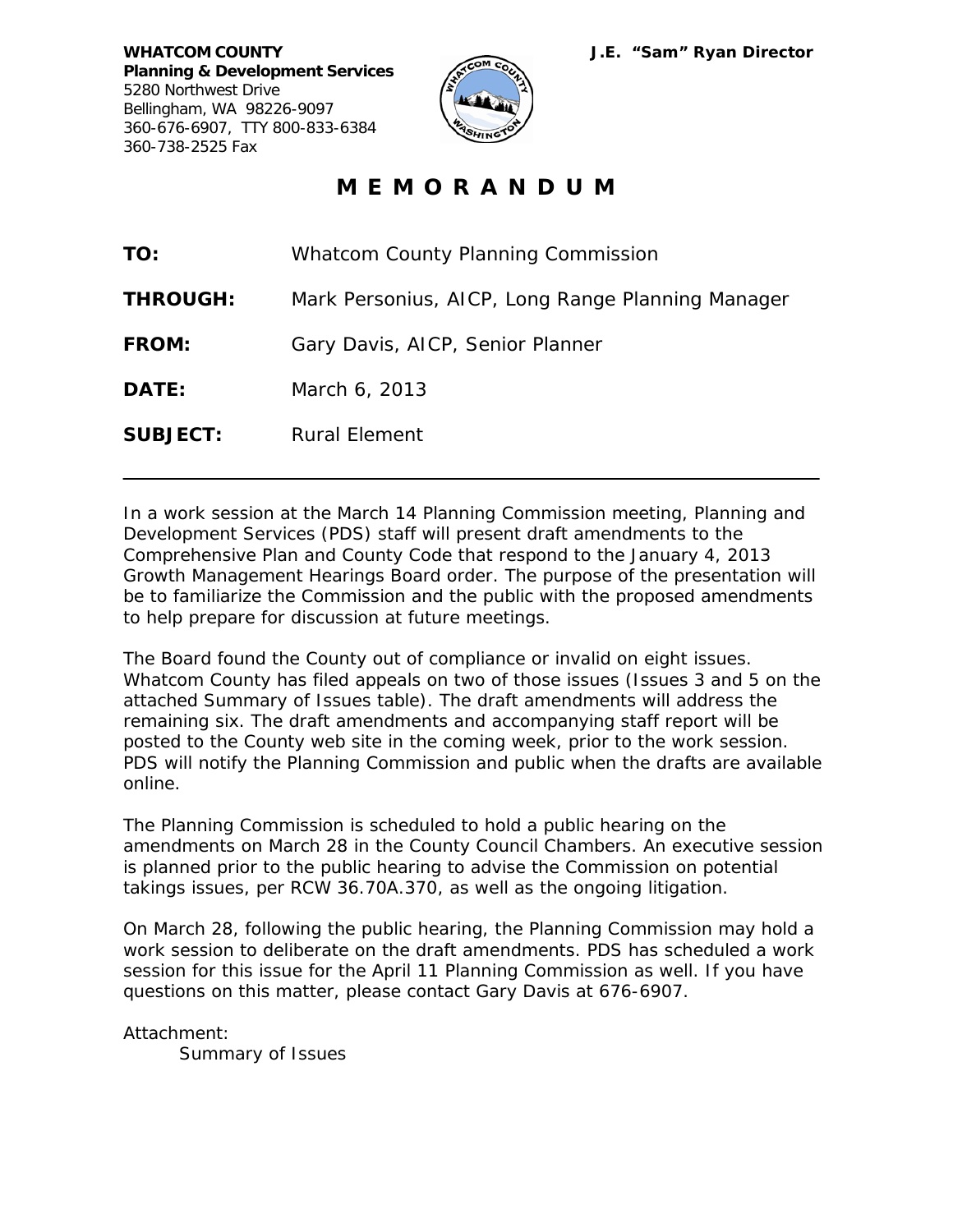**WHATCOM COUNTY**
**Planning & Development Services**
5280 Northwest Drive
Bellingham, WA 98226-9097
360-676-6907, TTY 800-833-6384
360-738-2525 Fax

**J.E. "Sam" Ryan Director**

# M E M O R A N D U M

**TO:** Whatcom County Planning Commission

**THROUGH:** Mark Personius, AICP, Long Range Planning Manager

**FROM:** Gary Davis, AICP, Senior Planner

**DATE:** March 6, 2013

**SUBJECT:** Rural Element

---

In a work session at the March 14 Planning Commission meeting, Planning and Development Services (PDS) staff will present draft amendments to the Comprehensive Plan and County Code that respond to the January 4, 2013 Growth Management Hearings Board order. The purpose of the presentation will be to familiarize the Commission and the public with the proposed amendments to help prepare for discussion at future meetings.

The Board found the County out of compliance or invalid on eight issues. Whatcom County has filed appeals on two of those issues (Issues 3 and 5 on the attached Summary of Issues table). The draft amendments will address the remaining six. The draft amendments and accompanying staff report will be posted to the County web site in the coming week, prior to the work session. PDS will notify the Planning Commission and public when the drafts are available online.

The Planning Commission is scheduled to hold a public hearing on the amendments on March 28 in the County Council Chambers. An executive session is planned prior to the public hearing to advise the Commission on potential takings issues, per RCW 36.70A.370, as well as the ongoing litigation.

On March 28, following the public hearing, the Planning Commission may hold a work session to deliberate on the draft amendments. PDS has scheduled a work session for this issue for the April 11 Planning Commission as well. If you have questions on this matter, please contact Gary Davis at 676-6907.

Attachment:
 Summary of Issues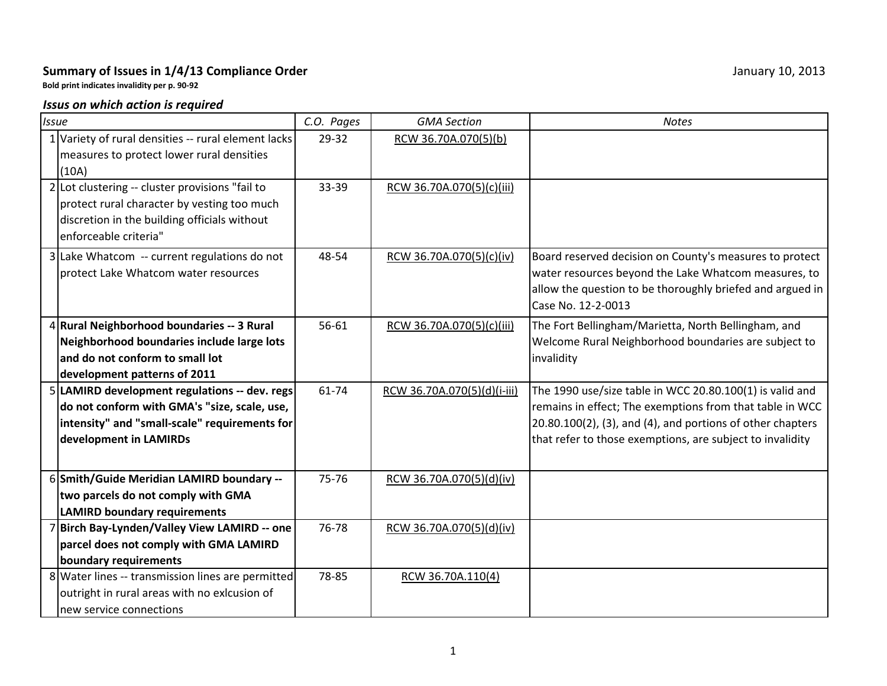**Summary of Issues in 1/4/13 Compliance Order**

January 10, 2013

**Bold print indicates invalidity per p. 90-92**

***Issus on which action is required***

| *Issue* | *C.O. Pages* | *GMA Section* | *Notes* |
|---|---|---|---|
| 1 Variety of rural densities -- rural element lacks measures to protect lower rural densities (10A) | 29-32 | RCW 36.70A.070(5)(b) | |
| 2 Lot clustering -- cluster provisions "fail to protect rural character by vesting too much discretion in the building officials without enforceable criteria" | 33-39 | RCW 36.70A.070(5)(c)(iii) | |
| 3 Lake Whatcom -- current regulations do not protect Lake Whatcom water resources | 48-54 | RCW 36.70A.070(5)(c)(iv) | Board reserved decision on County's measures to protect water resources beyond the Lake Whatcom measures, to allow the question to be thoroughly briefed and argued in Case No. 12-2-0013 |
| 4 **Rural Neighborhood boundaries -- 3 Rural Neighborhood boundaries include large lots and do not conform to small lot development patterns of 2011** | 56-61 | RCW 36.70A.070(5)(c)(iii) | The Fort Bellingham/Marietta, North Bellingham, and Welcome Rural Neighborhood boundaries are subject to invalidity |
| 5 **LAMIRD development regulations -- dev. regs do not conform with GMA's "size, scale, use, intensity" and "small-scale" requirements for development in LAMIRDs** | 61-74 | RCW 36.70A.070(5)(d)(i-iii) | The 1990 use/size table in WCC 20.80.100(1) is valid and remains in effect; The exemptions from that table in WCC 20.80.100(2), (3), and (4), and portions of other chapters that refer to those exemptions, are subject to invalidity |
| 6 **Smith/Guide Meridian LAMIRD boundary -- two parcels do not comply with GMA LAMIRD boundary requirements** | 75-76 | RCW 36.70A.070(5)(d)(iv) | |
| 7 **Birch Bay-Lynden/Valley View LAMIRD -- one parcel does not comply with GMA LAMIRD boundary requirements** | 76-78 | RCW 36.70A.070(5)(d)(iv) | |
| 8 Water lines -- transmission lines are permitted outright in rural areas with no exlcusion of new service connections | 78-85 | RCW 36.70A.110(4) | |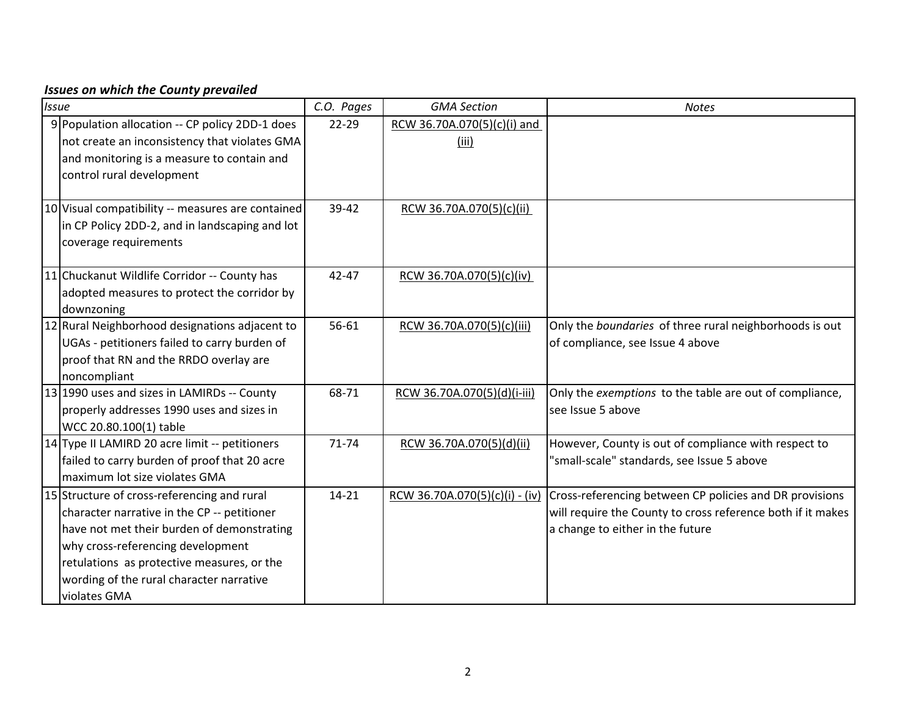***Issues on which the County prevailed***

| *Issue* | | *C.O. Pages* | *GMA Section* | *Notes* |
|---|---|---|---|---|
| 9 | Population allocation -- CP policy 2DD-1 does not create an inconsistency that violates GMA and monitoring is a measure to contain and control rural development | 22-29 | RCW 36.70A.070(5)(c)(i) and (iii) | |
| 10 | Visual compatibility -- measures are contained in CP Policy 2DD-2, and in landscaping and lot coverage requirements | 39-42 | RCW 36.70A.070(5)(c)(ii) | |
| 11 | Chuckanut Wildlife Corridor -- County has adopted measures to protect the corridor by downzoning | 42-47 | RCW 36.70A.070(5)(c)(iv) | |
| 12 | Rural Neighborhood designations adjacent to UGAs - petitioners failed to carry burden of proof that RN and the RRDO overlay are noncompliant | 56-61 | RCW 36.70A.070(5)(c)(iii) | Only the *boundaries* of three rural neighborhoods is out of compliance, see Issue 4 above |
| 13 | 1990 uses and sizes in LAMIRDs -- County properly addresses 1990 uses and sizes in WCC 20.80.100(1) table | 68-71 | RCW 36.70A.070(5)(d)(i-iii) | Only the *exemptions* to the table are out of compliance, see Issue 5 above |
| 14 | Type II LAMIRD 20 acre limit -- petitioners failed to carry burden of proof that 20 acre maximum lot size violates GMA | 71-74 | RCW 36.70A.070(5)(d)(ii) | However, County is out of compliance with respect to "small-scale" standards, see Issue 5 above |
| 15 | Structure of cross-referencing and rural character narrative in the CP -- petitioner have not met their burden of demonstrating why cross-referencing development retulations as protective measures, or the wording of the rural character narrative violates GMA | 14-21 | RCW 36.70A.070(5)(c)(i) - (iv) | Cross-referencing between CP policies and DR provisions will require the County to cross reference both if it makes a change to either in the future |